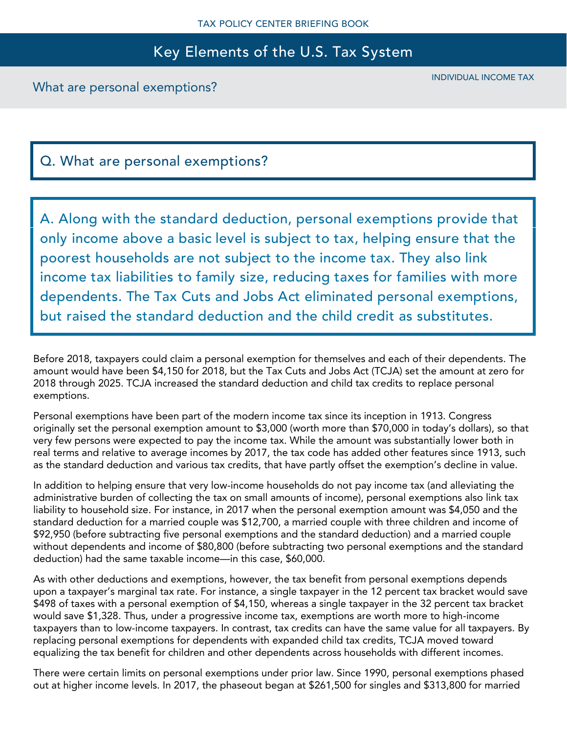TAX POLICY CENTER BRIEFING BOOK

# Key Elements of the U.S. Tax System

INDIVIDUAL INCOME TAX

What are personal exemptions?

## Q. What are personal exemptions?

**A. Along with the standard deduction, personal exemptions provide that only income above a basic level is subject to tax, helping ensure that the poorest households are not subject to the income tax. They also link income tax liabilities to family size, reducing taxes for families with more dependents. The Tax Cuts and Jobs Act eliminated personal exemptions, but raised the standard deduction and the child credit as substitutes.**

Before 2018, taxpayers could claim a personal exemption for themselves and each of their dependents. The amount would have been $4,150 for 2018, but the Tax Cuts and Jobs Act (TCJA) set the amount at zero for 2018 through 2025. TCJA increased the standard deduction and child tax credits to replace personal exemptions.

Personal exemptions have been part of the modern income tax since its inception in 1913. Congress originally set the personal exemption amount to $3,000 (worth more than $70,000 in today's dollars), so that very few persons were expected to pay the income tax. While the amount was substantially lower both in real terms and relative to average incomes by 2017, the tax code has added other features since 1913, such as the standard deduction and various tax credits, that have partly offset the exemption's decline in value.

In addition to helping ensure that very low-income households do not pay income tax (and alleviating the administrative burden of collecting the tax on small amounts of income), personal exemptions also link tax liability to household size. For instance, in 2017 when the personal exemption amount was $4,050 and the standard deduction for a married couple was $12,700, a married couple with three children and income of $92,950 (before subtracting five personal exemptions and the standard deduction) and a married couple without dependents and income of $80,800 (before subtracting two personal exemptions and the standard deduction) had the same taxable income—in this case, $60,000.

As with other deductions and exemptions, however, the tax benefit from personal exemptions depends upon a taxpayer's marginal tax rate. For instance, a single taxpayer in the 12 percent tax bracket would save $498 of taxes with a personal exemption of $4,150, whereas a single taxpayer in the 32 percent tax bracket would save $1,328. Thus, under a progressive income tax, exemptions are worth more to high-income taxpayers than to low-income taxpayers. In contrast, tax credits can have the same value for all taxpayers. By replacing personal exemptions for dependents with expanded child tax credits, TCJA moved toward equalizing the tax benefit for children and other dependents across households with different incomes.

There were certain limits on personal exemptions under prior law. Since 1990, personal exemptions phased out at higher income levels. In 2017, the phaseout began at $261,500 for singles and $313,800 for married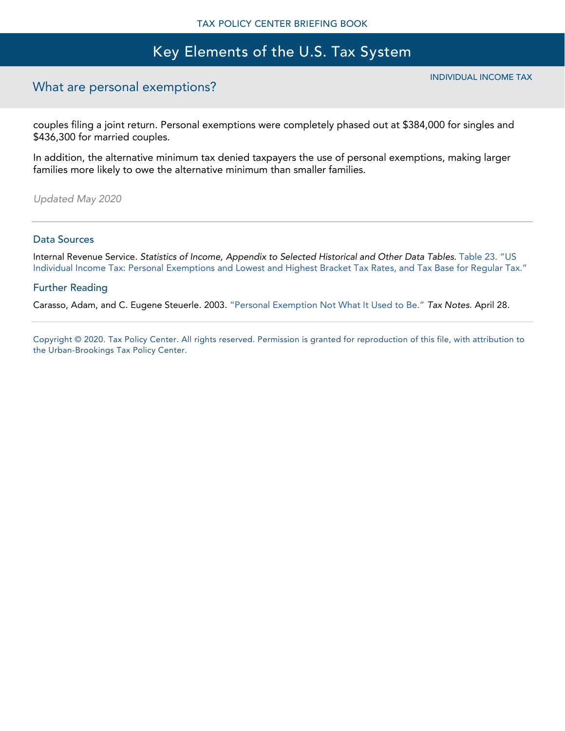couples filing a joint return. Personal exemptions were completely phased out at $384,000 for singles and $436,300 for married couples.

In addition, the alternative minimum tax denied taxpayers the use of personal exemptions, making larger families more likely to owe the alternative minimum than smaller families.

*Updated May 2020*

---

## Data Sources

Internal Revenue Service. *Statistics of Income, Appendix to Selected Historical and Other Data Tables.* Table 23. "US Individual Income Tax: Personal Exemptions and Lowest and Highest Bracket Tax Rates, and Tax Base for Regular Tax."

## Further Reading

Carasso, Adam, and C. Eugene Steuerle. 2003. "Personal Exemption Not What It Used to Be." *Tax Notes.* April 28.

---

Copyright © 2020. Tax Policy Center. All rights reserved. Permission is granted for reproduction of this file, with attribution to the Urban-Brookings Tax Policy Center.